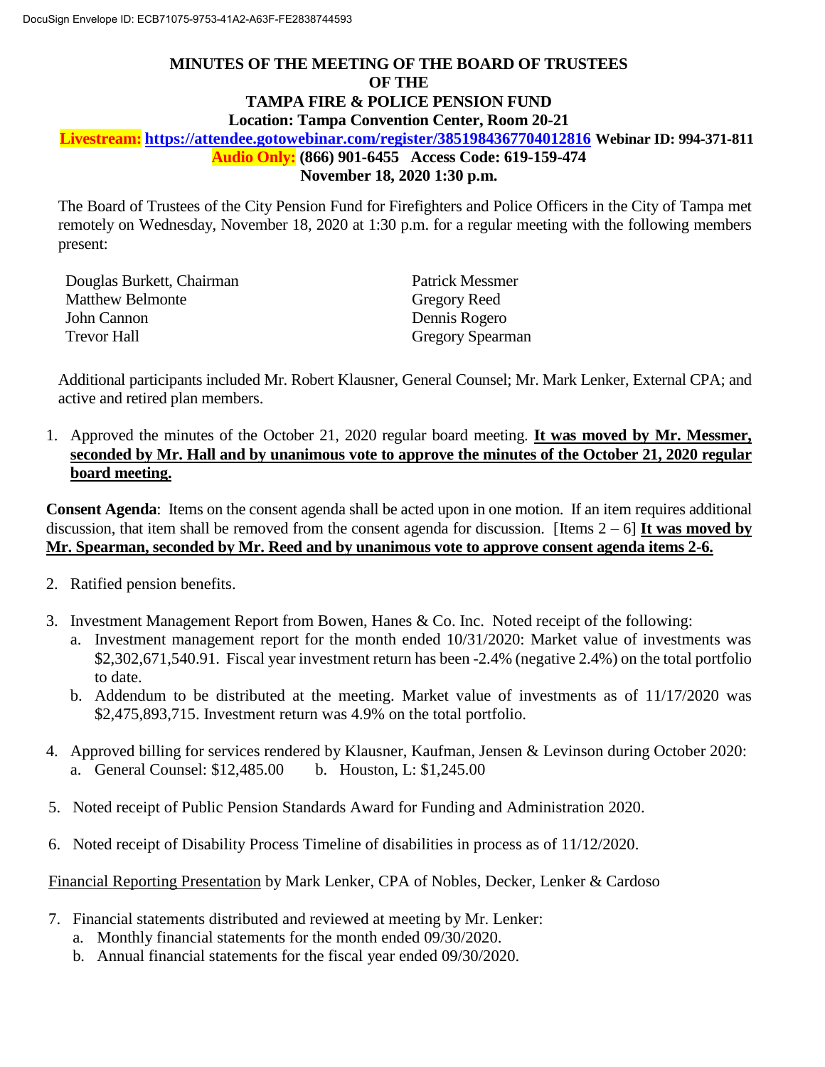DocuSign Envelope ID: ECB71075-9753-41A2-A63F-FE2838744593

# MINUTES OF THE MEETING OF THE BOARD OF TRUSTEES OF THE TAMPA FIRE & POLICE PENSION FUND

**Location: Tampa Convention Center, Room 20-21**

**Livestream: https://attendee.gotowebinar.com/register/3851984367704012816 Webinar ID: 994-371-811**

**Audio Only: (866) 901-6455 Access Code: 619-159-474**

**November 18, 2020 1:30 p.m.**

The Board of Trustees of the City Pension Fund for Firefighters and Police Officers in the City of Tampa met remotely on Wednesday, November 18, 2020 at 1:30 p.m. for a regular meeting with the following members present:

Douglas Burkett, Chairman
Matthew Belmonte
John Cannon
Trevor Hall
Patrick Messmer
Gregory Reed
Dennis Rogero
Gregory Spearman

Additional participants included Mr. Robert Klausner, General Counsel; Mr. Mark Lenker, External CPA; and active and retired plan members.

1. Approved the minutes of the October 21, 2020 regular board meeting. **<u>It was moved by Mr. Messmer, seconded by Mr. Hall and by unanimous vote to approve the minutes of the October 21, 2020 regular board meeting.</u>**

**Consent Agenda**: Items on the consent agenda shall be acted upon in one motion. If an item requires additional discussion, that item shall be removed from the consent agenda for discussion. [Items 2 – 6] **<u>It was moved by Mr. Spearman, seconded by Mr. Reed and by unanimous vote to approve consent agenda items 2-6.</u>**

2. Ratified pension benefits.

3. Investment Management Report from Bowen, Hanes & Co. Inc. Noted receipt of the following:
   a. Investment management report for the month ended 10/31/2020: Market value of investments was $2,302,671,540.91. Fiscal year investment return has been -2.4% (negative 2.4%) on the total portfolio to date.
   b. Addendum to be distributed at the meeting. Market value of investments as of 11/17/2020 was $2,475,893,715. Investment return was 4.9% on the total portfolio.

4. Approved billing for services rendered by Klausner, Kaufman, Jensen & Levinson during October 2020:
   a. General Counsel: $12,485.00
   b. Houston, L: $1,245.00

5. Noted receipt of Public Pension Standards Award for Funding and Administration 2020.

6. Noted receipt of Disability Process Timeline of disabilities in process as of 11/12/2020.

<u>Financial Reporting Presentation</u> by Mark Lenker, CPA of Nobles, Decker, Lenker & Cardoso

7. Financial statements distributed and reviewed at meeting by Mr. Lenker:
   a. Monthly financial statements for the month ended 09/30/2020.
   b. Annual financial statements for the fiscal year ended 09/30/2020.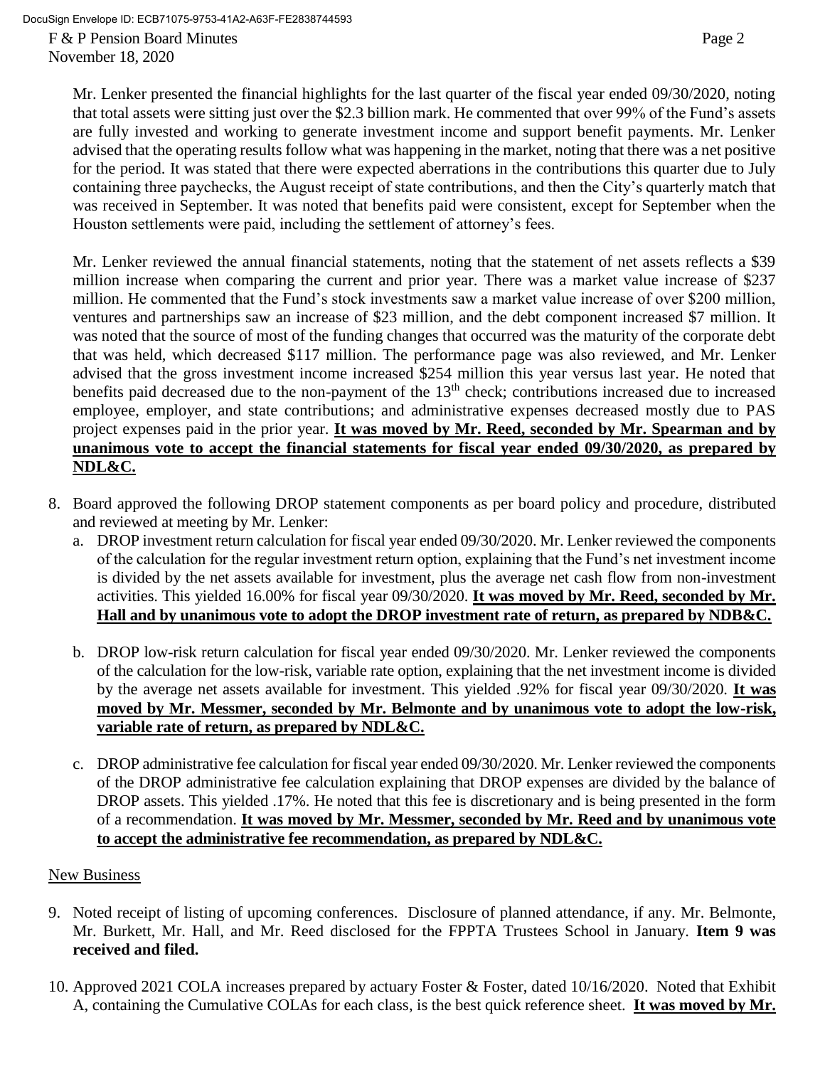Mr. Lenker presented the financial highlights for the last quarter of the fiscal year ended 09/30/2020, noting that total assets were sitting just over the $2.3 billion mark. He commented that over 99% of the Fund's assets are fully invested and working to generate investment income and support benefit payments. Mr. Lenker advised that the operating results follow what was happening in the market, noting that there was a net positive for the period. It was stated that there were expected aberrations in the contributions this quarter due to July containing three paychecks, the August receipt of state contributions, and then the City's quarterly match that was received in September. It was noted that benefits paid were consistent, except for September when the Houston settlements were paid, including the settlement of attorney's fees.

Mr. Lenker reviewed the annual financial statements, noting that the statement of net assets reflects a $39 million increase when comparing the current and prior year. There was a market value increase of $237 million. He commented that the Fund's stock investments saw a market value increase of over $200 million, ventures and partnerships saw an increase of $23 million, and the debt component increased $7 million. It was noted that the source of most of the funding changes that occurred was the maturity of the corporate debt that was held, which decreased $117 million. The performance page was also reviewed, and Mr. Lenker advised that the gross investment income increased $254 million this year versus last year. He noted that benefits paid decreased due to the non-payment of the 13th check; contributions increased due to increased employee, employer, and state contributions; and administrative expenses decreased mostly due to PAS project expenses paid in the prior year. **It was moved by Mr. Reed, seconded by Mr. Spearman and by unanimous vote to accept the financial statements for fiscal year ended 09/30/2020, as prepared by NDL&C.**

8. Board approved the following DROP statement components as per board policy and procedure, distributed and reviewed at meeting by Mr. Lenker:
   a. DROP investment return calculation for fiscal year ended 09/30/2020. Mr. Lenker reviewed the components of the calculation for the regular investment return option, explaining that the Fund's net investment income is divided by the net assets available for investment, plus the average net cash flow from non-investment activities. This yielded 16.00% for fiscal year 09/30/2020. **It was moved by Mr. Reed, seconded by Mr. Hall and by unanimous vote to adopt the DROP investment rate of return, as prepared by NDB&C.**

   b. DROP low-risk return calculation for fiscal year ended 09/30/2020. Mr. Lenker reviewed the components of the calculation for the low-risk, variable rate option, explaining that the net investment income is divided by the average net assets available for investment. This yielded .92% for fiscal year 09/30/2020. **It was moved by Mr. Messmer, seconded by Mr. Belmonte and by unanimous vote to adopt the low-risk, variable rate of return, as prepared by NDL&C.**

   c. DROP administrative fee calculation for fiscal year ended 09/30/2020. Mr. Lenker reviewed the components of the DROP administrative fee calculation explaining that DROP expenses are divided by the balance of DROP assets. This yielded .17%. He noted that this fee is discretionary and is being presented in the form of a recommendation. **It was moved by Mr. Messmer, seconded by Mr. Reed and by unanimous vote to accept the administrative fee recommendation, as prepared by NDL&C.**

New Business

9. Noted receipt of listing of upcoming conferences. Disclosure of planned attendance, if any. Mr. Belmonte, Mr. Burkett, Mr. Hall, and Mr. Reed disclosed for the FPPTA Trustees School in January. **Item 9 was received and filed.**

10. Approved 2021 COLA increases prepared by actuary Foster & Foster, dated 10/16/2020. Noted that Exhibit A, containing the Cumulative COLAs for each class, is the best quick reference sheet. **It was moved by Mr.**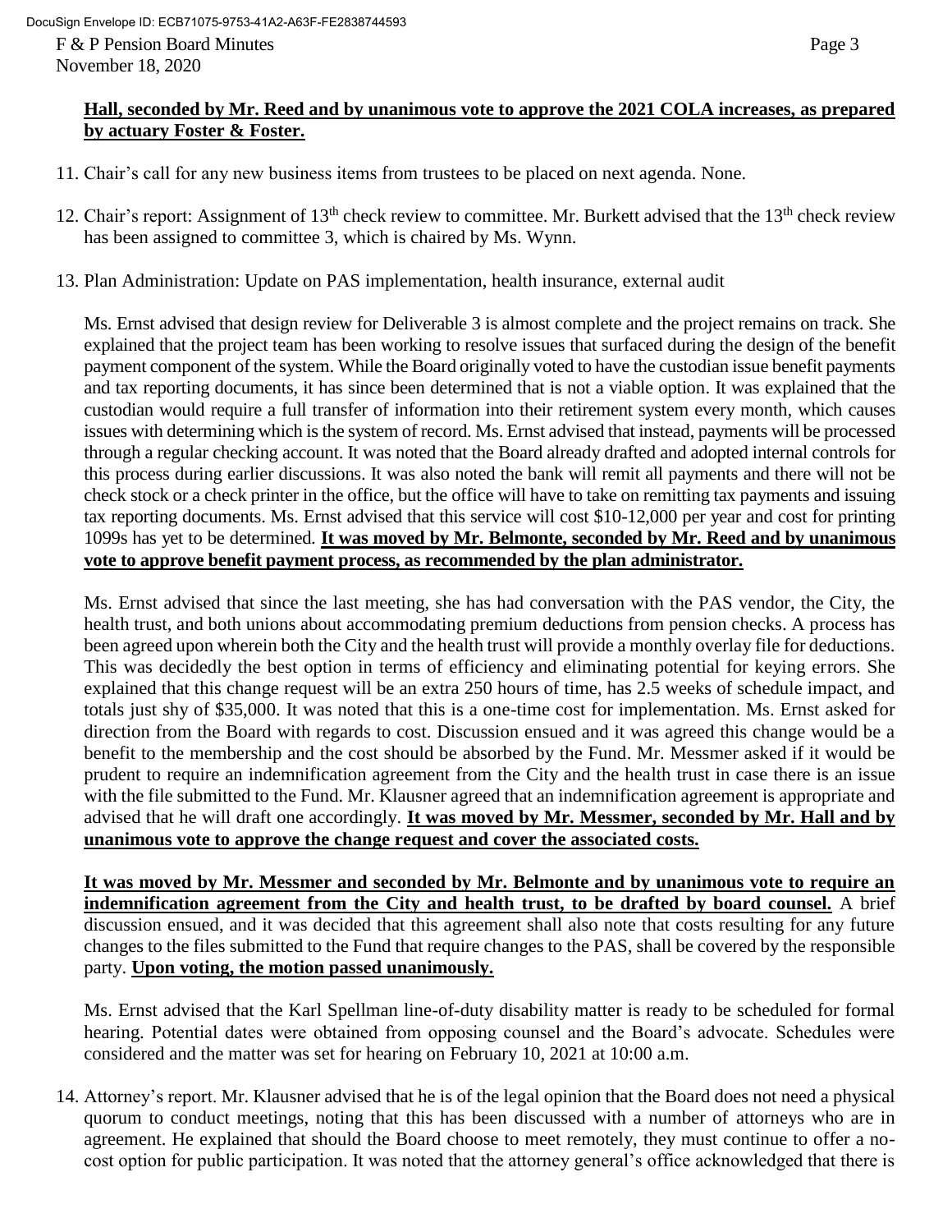**Hall, seconded by Mr. Reed and by unanimous vote to approve the 2021 COLA increases, as prepared by actuary Foster & Foster.**

11. Chair's call for any new business items from trustees to be placed on next agenda. None.

12. Chair's report: Assignment of 13th check review to committee. Mr. Burkett advised that the 13th check review has been assigned to committee 3, which is chaired by Ms. Wynn.

13. Plan Administration: Update on PAS implementation, health insurance, external audit

    Ms. Ernst advised that design review for Deliverable 3 is almost complete and the project remains on track. She explained that the project team has been working to resolve issues that surfaced during the design of the benefit payment component of the system. While the Board originally voted to have the custodian issue benefit payments and tax reporting documents, it has since been determined that is not a viable option. It was explained that the custodian would require a full transfer of information into their retirement system every month, which causes issues with determining which is the system of record. Ms. Ernst advised that instead, payments will be processed through a regular checking account. It was noted that the Board already drafted and adopted internal controls for this process during earlier discussions. It was also noted the bank will remit all payments and there will not be check stock or a check printer in the office, but the office will have to take on remitting tax payments and issuing tax reporting documents. Ms. Ernst advised that this service will cost $10-12,000 per year and cost for printing 1099s has yet to be determined. **It was moved by Mr. Belmonte, seconded by Mr. Reed and by unanimous vote to approve benefit payment process, as recommended by the plan administrator.**

    Ms. Ernst advised that since the last meeting, she has had conversation with the PAS vendor, the City, the health trust, and both unions about accommodating premium deductions from pension checks. A process has been agreed upon wherein both the City and the health trust will provide a monthly overlay file for deductions. This was decidedly the best option in terms of efficiency and eliminating potential for keying errors. She explained that this change request will be an extra 250 hours of time, has 2.5 weeks of schedule impact, and totals just shy of $35,000. It was noted that this is a one-time cost for implementation. Ms. Ernst asked for direction from the Board with regards to cost. Discussion ensued and it was agreed this change would be a benefit to the membership and the cost should be absorbed by the Fund. Mr. Messmer asked if it would be prudent to require an indemnification agreement from the City and the health trust in case there is an issue with the file submitted to the Fund. Mr. Klausner agreed that an indemnification agreement is appropriate and advised that he will draft one accordingly. **It was moved by Mr. Messmer, seconded by Mr. Hall and by unanimous vote to approve the change request and cover the associated costs.**

    **It was moved by Mr. Messmer and seconded by Mr. Belmonte and by unanimous vote to require an indemnification agreement from the City and health trust, to be drafted by board counsel.** A brief discussion ensued, and it was decided that this agreement shall also note that costs resulting for any future changes to the files submitted to the Fund that require changes to the PAS, shall be covered by the responsible party. **Upon voting, the motion passed unanimously.**

    Ms. Ernst advised that the Karl Spellman line-of-duty disability matter is ready to be scheduled for formal hearing. Potential dates were obtained from opposing counsel and the Board's advocate. Schedules were considered and the matter was set for hearing on February 10, 2021 at 10:00 a.m.

14. Attorney's report. Mr. Klausner advised that he is of the legal opinion that the Board does not need a physical quorum to conduct meetings, noting that this has been discussed with a number of attorneys who are in agreement. He explained that should the Board choose to meet remotely, they must continue to offer a no-cost option for public participation. It was noted that the attorney general's office acknowledged that there is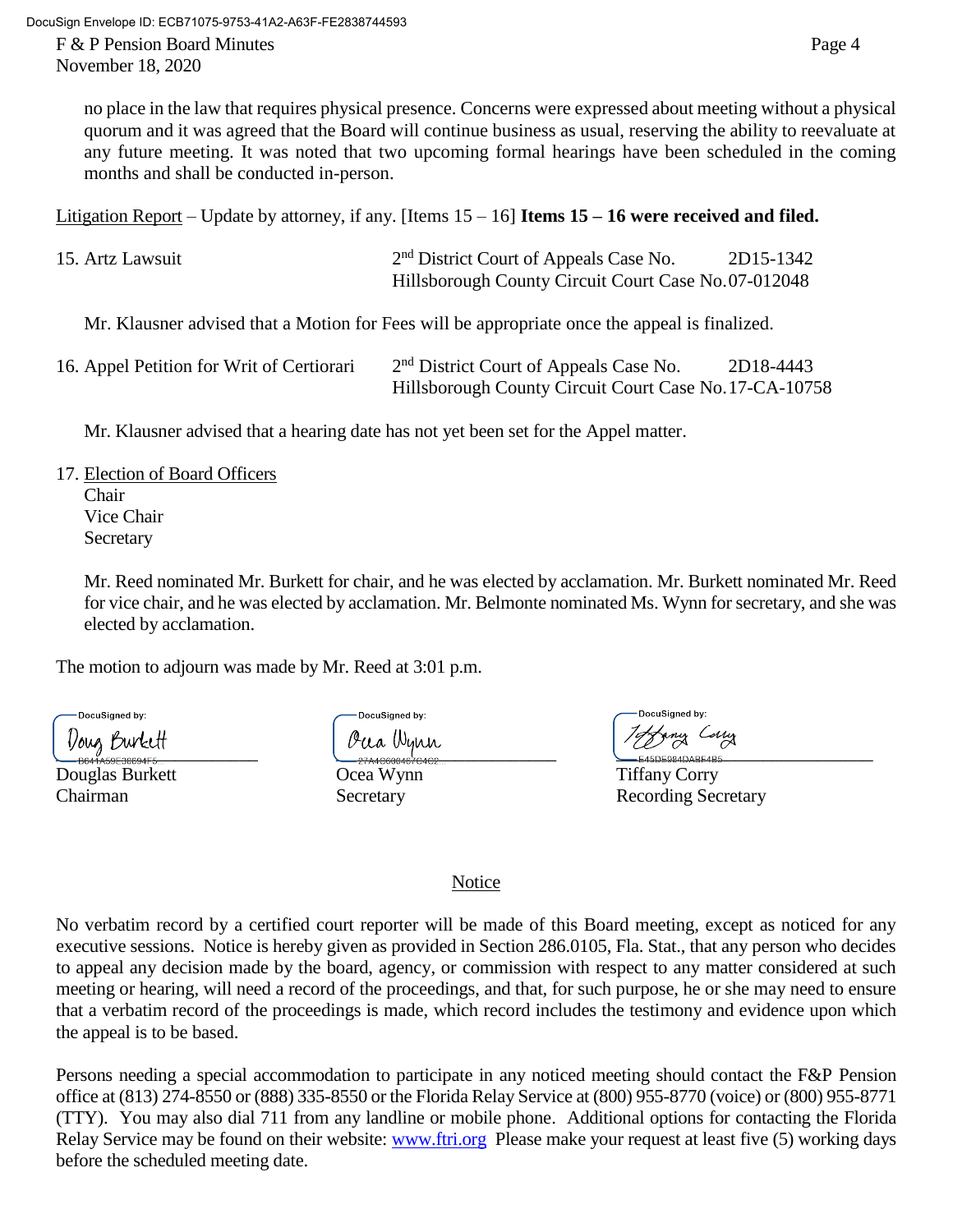no place in the law that requires physical presence. Concerns were expressed about meeting without a physical quorum and it was agreed that the Board will continue business as usual, reserving the ability to reevaluate at any future meeting. It was noted that two upcoming formal hearings have been scheduled in the coming months and shall be conducted in-person.

Litigation Report – Update by attorney, if any. [Items 15 – 16] **Items 15 – 16 were received and filed.**

15. Artz Lawsuit — 2nd District Court of Appeals Case No. 2D15-1342; Hillsborough County Circuit Court Case No. 07-012048

Mr. Klausner advised that a Motion for Fees will be appropriate once the appeal is finalized.

16. Appel Petition for Writ of Certiorari — 2nd District Court of Appeals Case No. 2D18-4443; Hillsborough County Circuit Court Case No. 17-CA-10758

Mr. Klausner advised that a hearing date has not yet been set for the Appel matter.

17. Election of Board Officers
    Chair
    Vice Chair
    Secretary

Mr. Reed nominated Mr. Burkett for chair, and he was elected by acclamation. Mr. Burkett nominated Mr. Reed for vice chair, and he was elected by acclamation. Mr. Belmonte nominated Ms. Wynn for secretary, and she was elected by acclamation.

The motion to adjourn was made by Mr. Reed at 3:01 p.m.

| DocuSigned by: Doug Burkett | DocuSigned by: Ocea Wynn | DocuSigned by: Tiffany Corry |
|---|---|---|
| Douglas Burkett | Ocea Wynn | Tiffany Corry |
| Chairman | Secretary | Recording Secretary |

## Notice

No verbatim record by a certified court reporter will be made of this Board meeting, except as noticed for any executive sessions. Notice is hereby given as provided in Section 286.0105, Fla. Stat., that any person who decides to appeal any decision made by the board, agency, or commission with respect to any matter considered at such meeting or hearing, will need a record of the proceedings, and that, for such purpose, he or she may need to ensure that a verbatim record of the proceedings is made, which record includes the testimony and evidence upon which the appeal is to be based.

Persons needing a special accommodation to participate in any noticed meeting should contact the F&P Pension office at (813) 274-8550 or (888) 335-8550 or the Florida Relay Service at (800) 955-8770 (voice) or (800) 955-8771 (TTY). You may also dial 711 from any landline or mobile phone. Additional options for contacting the Florida Relay Service may be found on their website: www.ftri.org Please make your request at least five (5) working days before the scheduled meeting date.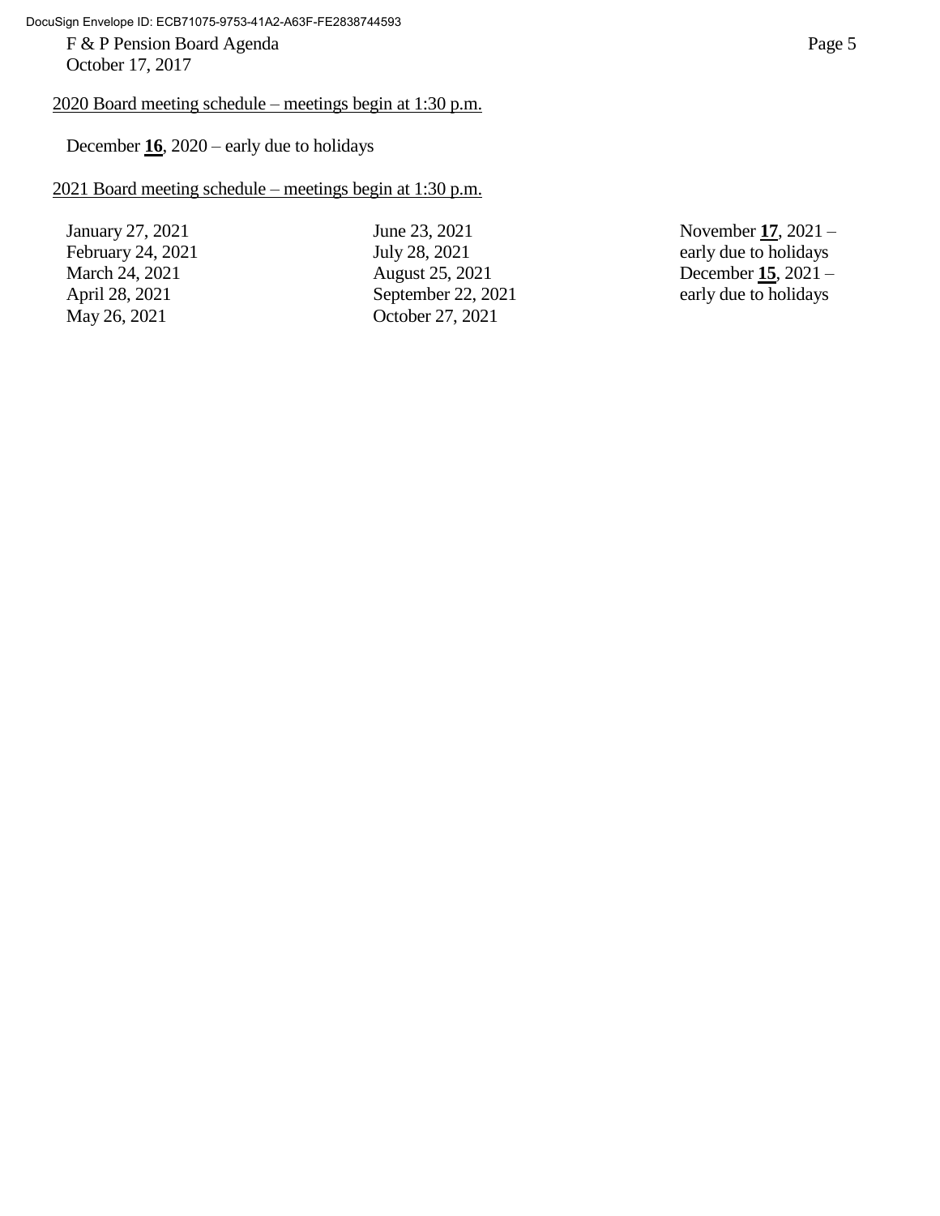<u>2020 Board meeting schedule – meetings begin at 1:30 p.m.</u>

December **<u>16</u>**, 2020 – early due to holidays

<u>2021 Board meeting schedule – meetings begin at 1:30 p.m.</u>

January 27, 2021
February 24, 2021
March 24, 2021
April 28, 2021
May 26, 2021
June 23, 2021
July 28, 2021
August 25, 2021
September 22, 2021
October 27, 2021
November **<u>17</u>**, 2021 – early due to holidays
December **<u>15</u>**, 2021 – early due to holidays